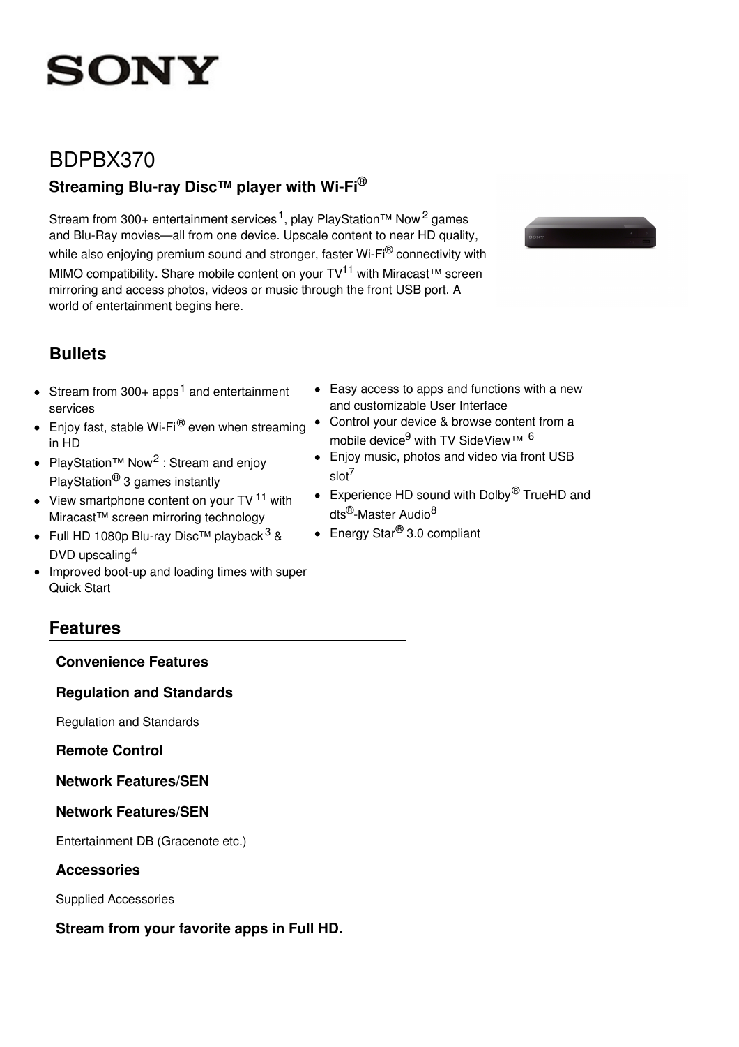# SONY

## BDPBX370

### Streaming Blu-ray Disc™ player with Wi-Fi®

Stream from 300+ entertainment services[1], play PlayStation™ Now[2] games and Blu-Ray movies—all from one device. Upscale content to near HD quality, while also enjoying premium sound and stronger, faster Wi-Fi® connectivity with MIMO compatibility. Share mobile content on your TV[11] with Miracast™ screen mirroring and access photos, videos or music through the front USB port. A world of entertainment begins here.

## Bullets

- Stream from 300+ apps[1] and entertainment services
- Enjoy fast, stable Wi-Fi® even when streaming in HD
- PlayStation™ Now[2] : Stream and enjoy PlayStation® 3 games instantly
- View smartphone content on your TV[11] with Miracast™ screen mirroring technology
- Full HD 1080p Blu-ray Disc™ playback[3] & DVD upscaling[4]
- Improved boot-up and loading times with super Quick Start
- Easy access to apps and functions with a new and customizable User Interface
- Control your device & browse content from a mobile device[9] with TV SideView™ [6]
- Enjoy music, photos and video via front USB slot[7]
- Experience HD sound with Dolby® TrueHD and dts®-Master Audio[8]
- Energy Star® 3.0 compliant

## Features

### Convenience Features

### Regulation and Standards

Regulation and Standards

### Remote Control

### Network Features/SEN

### Network Features/SEN

Entertainment DB (Gracenote etc.)

### Accessories

Supplied Accessories

### Stream from your favorite apps in Full HD.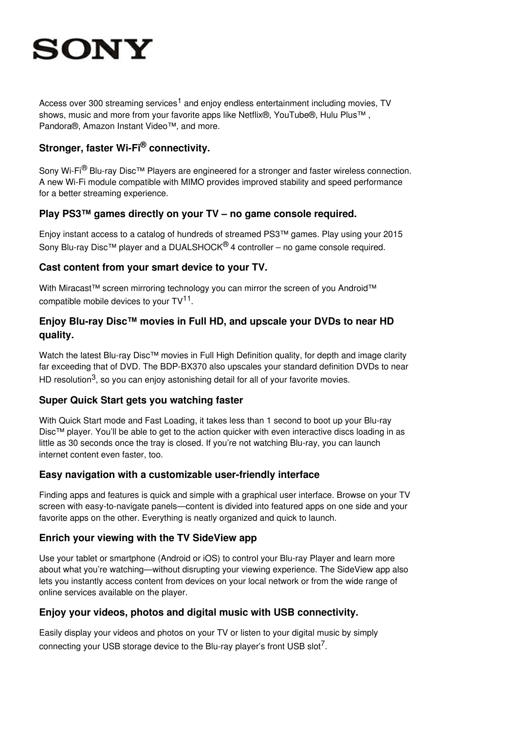Access over 300 streaming services[1] and enjoy endless entertainment including movies, TV shows, music and more from your favorite apps like Netflix®, YouTube®, Hulu Plus™ , Pandora®, Amazon Instant Video™, and more.

### Stronger, faster Wi-Fi® connectivity.

Sony Wi-Fi® Blu-ray Disc™ Players are engineered for a stronger and faster wireless connection. A new Wi-Fi module compatible with MIMO provides improved stability and speed performance for a better streaming experience.

### Play PS3™ games directly on your TV – no game console required.

Enjoy instant access to a catalog of hundreds of streamed PS3™ games. Play using your 2015 Sony Blu-ray Disc™ player and a DUALSHOCK® 4 controller – no game console required.

### Cast content from your smart device to your TV.

With Miracast™ screen mirroring technology you can mirror the screen of you Android™ compatible mobile devices to your TV[11].

### Enjoy Blu-ray Disc™ movies in Full HD, and upscale your DVDs to near HD quality.

Watch the latest Blu-ray Disc™ movies in Full High Definition quality, for depth and image clarity far exceeding that of DVD. The BDP-BX370 also upscales your standard definition DVDs to near HD resolution[3], so you can enjoy astonishing detail for all of your favorite movies.

### Super Quick Start gets you watching faster

With Quick Start mode and Fast Loading, it takes less than 1 second to boot up your Blu-ray Disc™ player. You'll be able to get to the action quicker with even interactive discs loading in as little as 30 seconds once the tray is closed. If you're not watching Blu-ray, you can launch internet content even faster, too.

### Easy navigation with a customizable user-friendly interface

Finding apps and features is quick and simple with a graphical user interface. Browse on your TV screen with easy-to-navigate panels—content is divided into featured apps on one side and your favorite apps on the other. Everything is neatly organized and quick to launch.

### Enrich your viewing with the TV SideView app

Use your tablet or smartphone (Android or iOS) to control your Blu-ray Player and learn more about what you're watching—without disrupting your viewing experience. The SideView app also lets you instantly access content from devices on your local network or from the wide range of online services available on the player.

### Enjoy your videos, photos and digital music with USB connectivity.

Easily display your videos and photos on your TV or listen to your digital music by simply connecting your USB storage device to the Blu-ray player's front USB slot[7].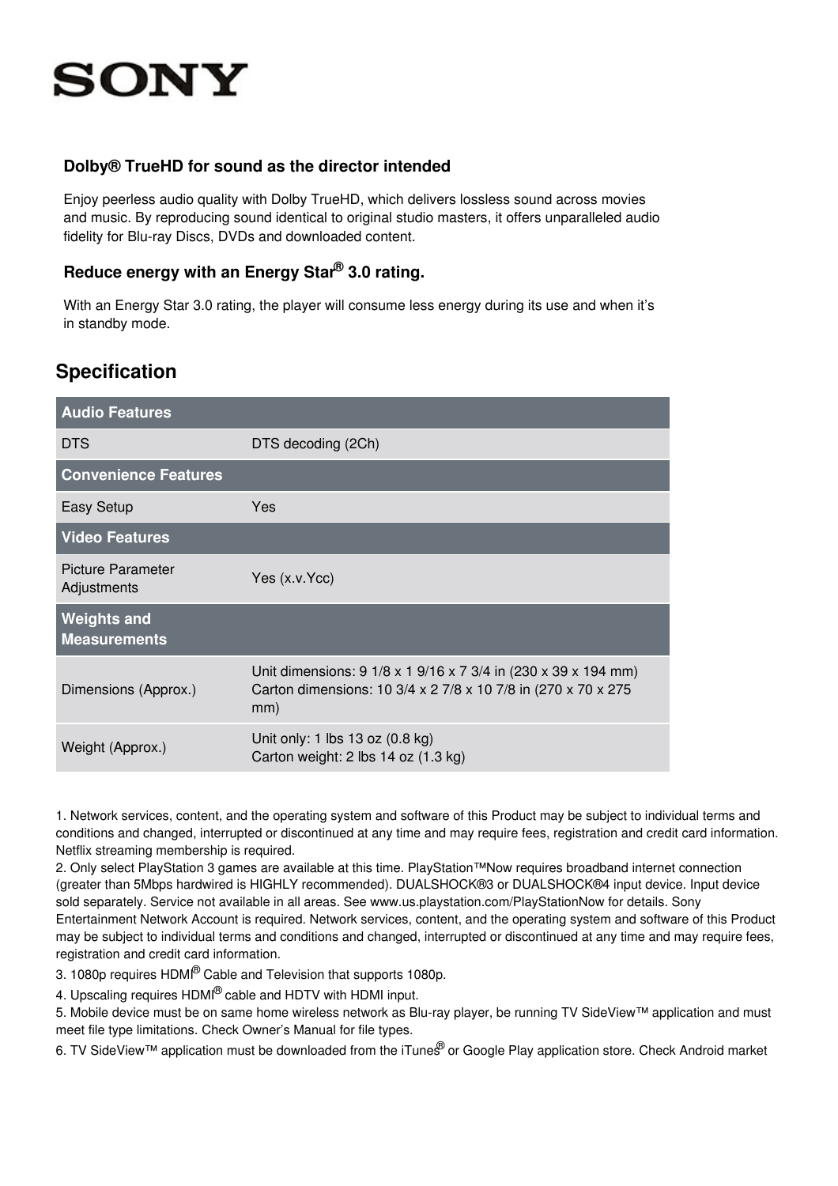SONY

### Dolby® TrueHD for sound as the director intended

Enjoy peerless audio quality with Dolby TrueHD, which delivers lossless sound across movies and music. By reproducing sound identical to original studio masters, it offers unparalleled audio fidelity for Blu-ray Discs, DVDs and downloaded content.

### Reduce energy with an Energy Star® 3.0 rating.

With an Energy Star 3.0 rating, the player will consume less energy during its use and when it's in standby mode.

## Specification

| Audio Features | |
|---|---|
| DTS | DTS decoding (2Ch) |
| **Convenience Features** | |
| Easy Setup | Yes |
| **Video Features** | |
| Picture Parameter Adjustments | Yes (x.v.Ycc) |
| **Weights and Measurements** | |
| Dimensions (Approx.) | Unit dimensions: 9 1/8 x 1 9/16 x 7 3/4 in (230 x 39 x 194 mm)<br>Carton dimensions: 10 3/4 x 2 7/8 x 10 7/8 in (270 x 70 x 275 mm) |
| Weight (Approx.) | Unit only: 1 lbs 13 oz (0.8 kg)<br>Carton weight: 2 lbs 14 oz (1.3 kg) |

1. Network services, content, and the operating system and software of this Product may be subject to individual terms and conditions and changed, interrupted or discontinued at any time and may require fees, registration and credit card information. Netflix streaming membership is required.
2. Only select PlayStation 3 games are available at this time. PlayStation™Now requires broadband internet connection (greater than 5Mbps hardwired is HIGHLY recommended). DUALSHOCK®3 or DUALSHOCK®4 input device. Input device sold separately. Service not available in all areas. See www.us.playstation.com/PlayStationNow for details. Sony Entertainment Network Account is required. Network services, content, and the operating system and software of this Product may be subject to individual terms and conditions and changed, interrupted or discontinued at any time and may require fees, registration and credit card information.
3. 1080p requires HDMI® Cable and Television that supports 1080p.
4. Upscaling requires HDMI® cable and HDTV with HDMI input.
5. Mobile device must be on same home wireless network as Blu-ray player, be running TV SideView™ application and must meet file type limitations. Check Owner's Manual for file types.
6. TV SideView™ application must be downloaded from the iTunes® or Google Play application store. Check Android market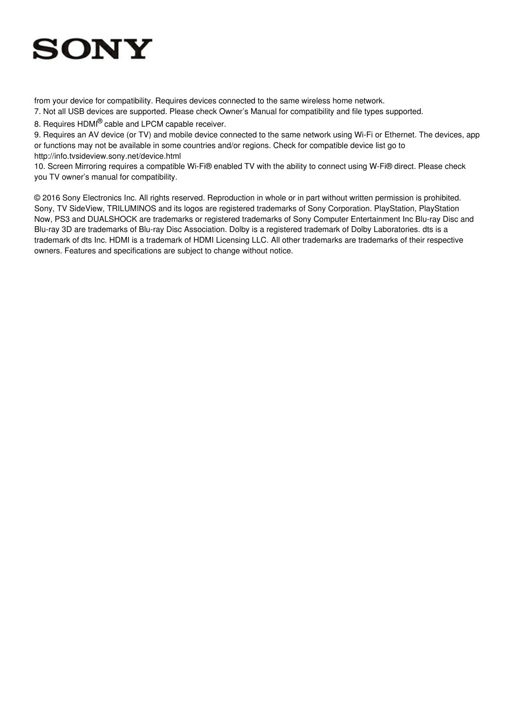from your device for compatibility. Requires devices connected to the same wireless home network.

7. Not all USB devices are supported. Please check Owner's Manual for compatibility and file types supported.

8. Requires HDMI® cable and LPCM capable receiver.

9. Requires an AV device (or TV) and mobile device connected to the same network using Wi-Fi or Ethernet. The devices, app or functions may not be available in some countries and/or regions. Check for compatible device list go to http://info.tvsideview.sony.net/device.html

10. Screen Mirroring requires a compatible Wi-Fi® enabled TV with the ability to connect using W-Fi® direct. Please check you TV owner's manual for compatibility.

© 2016 Sony Electronics Inc. All rights reserved. Reproduction in whole or in part without written permission is prohibited. Sony, TV SideView, TRILUMINOS and its logos are registered trademarks of Sony Corporation. PlayStation, PlayStation Now, PS3 and DUALSHOCK are trademarks or registered trademarks of Sony Computer Entertainment Inc Blu-ray Disc and Blu-ray 3D are trademarks of Blu-ray Disc Association. Dolby is a registered trademark of Dolby Laboratories. dts is a trademark of dts Inc. HDMI is a trademark of HDMI Licensing LLC. All other trademarks are trademarks of their respective owners. Features and specifications are subject to change without notice.